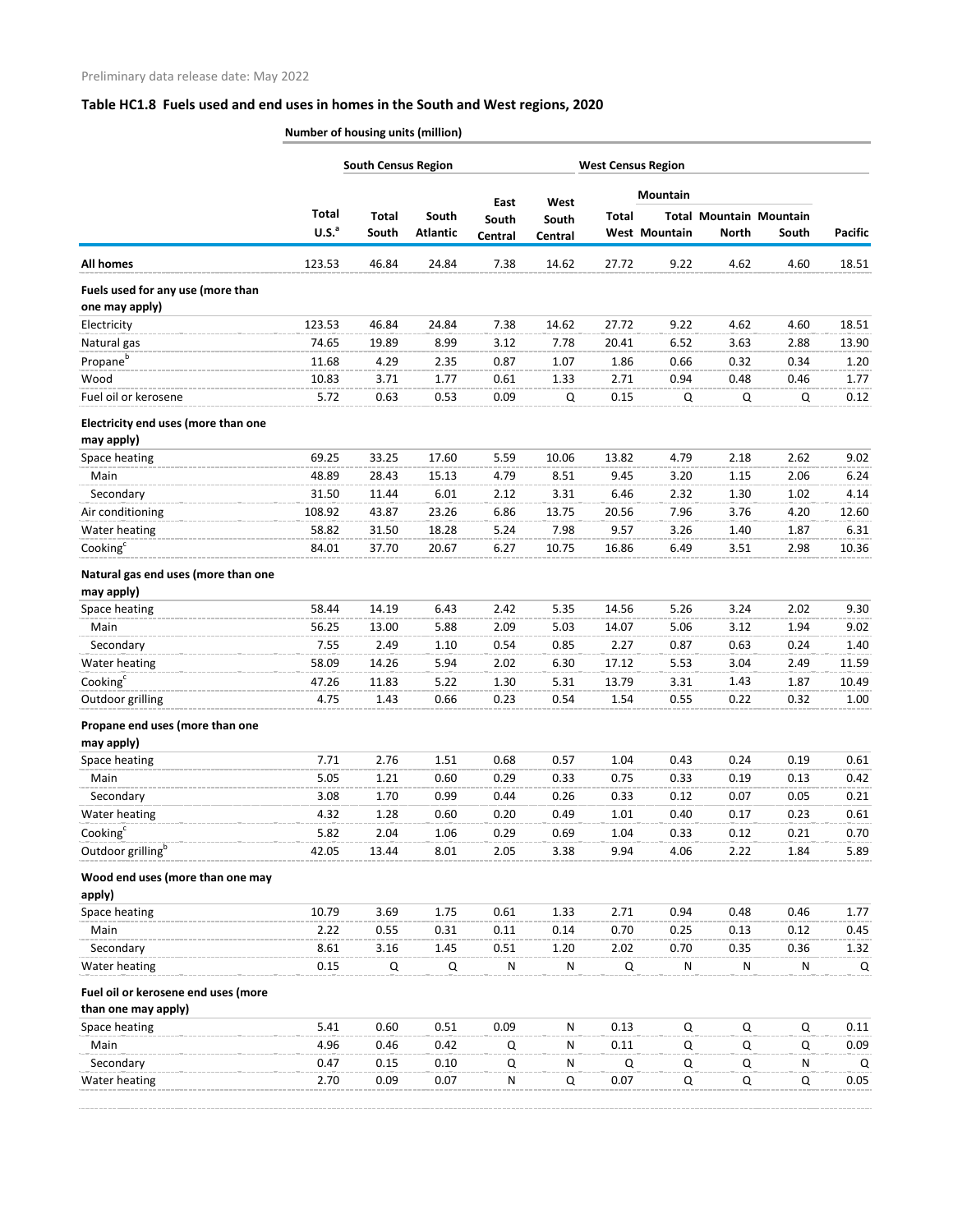Preliminary data release date: May 2022

## Table HC1.8 Fuels used and end uses in homes in the South and West regions, 2020

| | Number of housing units (million) | | | | | | | | | |
|---|---|---|---|---|---|---|---|---|---|---|
| | | South Census Region | | | | West Census Region | | | | |
| | | | | | | | Mountain | | | |
| | Total U.S.[a] | Total South | South Atlantic | East South Central | West South Central | Total West | Total Mountain | Mountain North | Mountain South | Pacific |
| **All homes** | 123.53 | 46.84 | 24.84 | 7.38 | 14.62 | 27.72 | 9.22 | 4.62 | 4.60 | 18.51 |
| **Fuels used for any use (more than one may apply)** | | | | | | | | | | |
| Electricity | 123.53 | 46.84 | 24.84 | 7.38 | 14.62 | 27.72 | 9.22 | 4.62 | 4.60 | 18.51 |
| Natural gas | 74.65 | 19.89 | 8.99 | 3.12 | 7.78 | 20.41 | 6.52 | 3.63 | 2.88 | 13.90 |
| Propane[b] | 11.68 | 4.29 | 2.35 | 0.87 | 1.07 | 1.86 | 0.66 | 0.32 | 0.34 | 1.20 |
| Wood | 10.83 | 3.71 | 1.77 | 0.61 | 1.33 | 2.71 | 0.94 | 0.48 | 0.46 | 1.77 |
| Fuel oil or kerosene | 5.72 | 0.63 | 0.53 | 0.09 | Q | 0.15 | Q | Q | Q | 0.12 |
| **Electricity end uses (more than one may apply)** | | | | | | | | | | |
| Space heating | 69.25 | 33.25 | 17.60 | 5.59 | 10.06 | 13.82 | 4.79 | 2.18 | 2.62 | 9.02 |
| Main | 48.89 | 28.43 | 15.13 | 4.79 | 8.51 | 9.45 | 3.20 | 1.15 | 2.06 | 6.24 |
| Secondary | 31.50 | 11.44 | 6.01 | 2.12 | 3.31 | 6.46 | 2.32 | 1.30 | 1.02 | 4.14 |
| Air conditioning | 108.92 | 43.87 | 23.26 | 6.86 | 13.75 | 20.56 | 7.96 | 3.76 | 4.20 | 12.60 |
| Water heating | 58.82 | 31.50 | 18.28 | 5.24 | 7.98 | 9.57 | 3.26 | 1.40 | 1.87 | 6.31 |
| Cooking[c] | 84.01 | 37.70 | 20.67 | 6.27 | 10.75 | 16.86 | 6.49 | 3.51 | 2.98 | 10.36 |
| **Natural gas end uses (more than one may apply)** | | | | | | | | | | |
| Space heating | 58.44 | 14.19 | 6.43 | 2.42 | 5.35 | 14.56 | 5.26 | 3.24 | 2.02 | 9.30 |
| Main | 56.25 | 13.00 | 5.88 | 2.09 | 5.03 | 14.07 | 5.06 | 3.12 | 1.94 | 9.02 |
| Secondary | 7.55 | 2.49 | 1.10 | 0.54 | 0.85 | 2.27 | 0.87 | 0.63 | 0.24 | 1.40 |
| Water heating | 58.09 | 14.26 | 5.94 | 2.02 | 6.30 | 17.12 | 5.53 | 3.04 | 2.49 | 11.59 |
| Cooking[c] | 47.26 | 11.83 | 5.22 | 1.30 | 5.31 | 13.79 | 3.31 | 1.43 | 1.87 | 10.49 |
| Outdoor grilling | 4.75 | 1.43 | 0.66 | 0.23 | 0.54 | 1.54 | 0.55 | 0.22 | 0.32 | 1.00 |
| **Propane end uses (more than one may apply)** | | | | | | | | | | |
| Space heating | 7.71 | 2.76 | 1.51 | 0.68 | 0.57 | 1.04 | 0.43 | 0.24 | 0.19 | 0.61 |
| Main | 5.05 | 1.21 | 0.60 | 0.29 | 0.33 | 0.75 | 0.33 | 0.19 | 0.13 | 0.42 |
| Secondary | 3.08 | 1.70 | 0.99 | 0.44 | 0.26 | 0.33 | 0.12 | 0.07 | 0.05 | 0.21 |
| Water heating | 4.32 | 1.28 | 0.60 | 0.20 | 0.49 | 1.01 | 0.40 | 0.17 | 0.23 | 0.61 |
| Cooking[c] | 5.82 | 2.04 | 1.06 | 0.29 | 0.69 | 1.04 | 0.33 | 0.12 | 0.21 | 0.70 |
| Outdoor grilling[b] | 42.05 | 13.44 | 8.01 | 2.05 | 3.38 | 9.94 | 4.06 | 2.22 | 1.84 | 5.89 |
| **Wood end uses (more than one may apply)** | | | | | | | | | | |
| Space heating | 10.79 | 3.69 | 1.75 | 0.61 | 1.33 | 2.71 | 0.94 | 0.48 | 0.46 | 1.77 |
| Main | 2.22 | 0.55 | 0.31 | 0.11 | 0.14 | 0.70 | 0.25 | 0.13 | 0.12 | 0.45 |
| Secondary | 8.61 | 3.16 | 1.45 | 0.51 | 1.20 | 2.02 | 0.70 | 0.35 | 0.36 | 1.32 |
| Water heating | 0.15 | Q | Q | N | N | Q | N | N | N | Q |
| **Fuel oil or kerosene end uses (more than one may apply)** | | | | | | | | | | |
| Space heating | 5.41 | 0.60 | 0.51 | 0.09 | N | 0.13 | Q | Q | Q | 0.11 |
| Main | 4.96 | 0.46 | 0.42 | Q | N | 0.11 | Q | Q | Q | 0.09 |
| Secondary | 0.47 | 0.15 | 0.10 | Q | N | Q | Q | Q | N | Q |
| Water heating | 2.70 | 0.09 | 0.07 | N | Q | 0.07 | Q | Q | Q | 0.05 |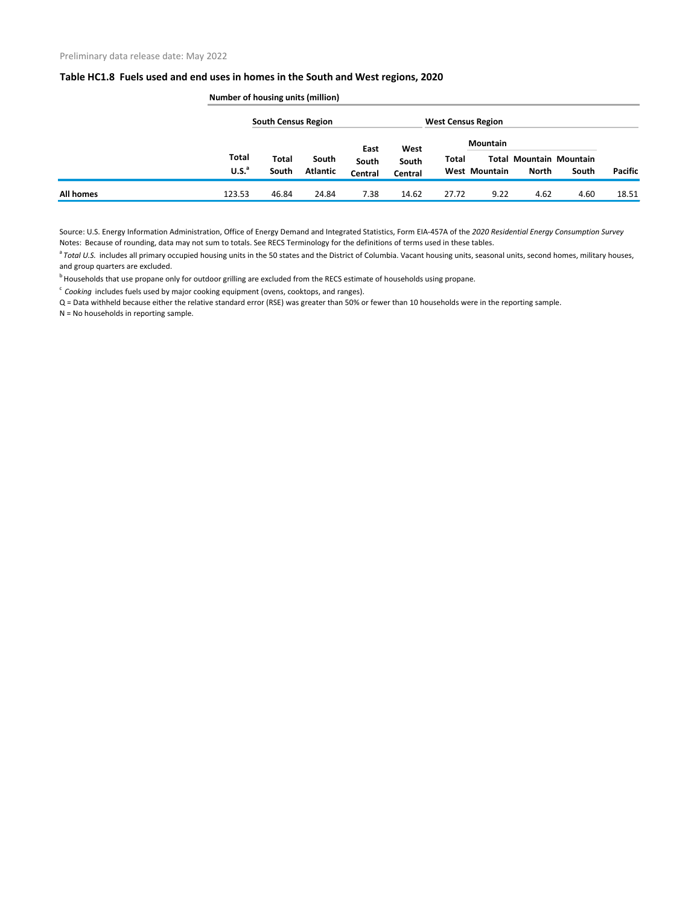Preliminary data release date: May 2022

### Table HC1.8 Fuels used and end uses in homes in the South and West regions, 2020

| | Number of housing units (million) | | | | | | | | | |
|---|---|---|---|---|---|---|---|---|---|---|
| | | South Census Region | | | | West Census Region | | | | |
| | | | | | | | Mountain | | | |
| | Total U.S.[a] | Total South | South Atlantic | East South Central | West South Central | Total West | Total Mountain | Mountain North | Mountain South | Pacific |
| **All homes** | 123.53 | 46.84 | 24.84 | 7.38 | 14.62 | 27.72 | 9.22 | 4.62 | 4.60 | 18.51 |

Source: U.S. Energy Information Administration, Office of Energy Demand and Integrated Statistics, Form EIA-457A of the *2020 Residential Energy Consumption Survey*

Notes: Because of rounding, data may not sum to totals. See RECS Terminology for the definitions of terms used in these tables.

[a] *Total U.S.* includes all primary occupied housing units in the 50 states and the District of Columbia. Vacant housing units, seasonal units, second homes, military houses, and group quarters are excluded.

[b] Households that use propane only for outdoor grilling are excluded from the RECS estimate of households using propane.

[c] *Cooking* includes fuels used by major cooking equipment (ovens, cooktops, and ranges).

Q = Data withheld because either the relative standard error (RSE) was greater than 50% or fewer than 10 households were in the reporting sample.

N = No households in reporting sample.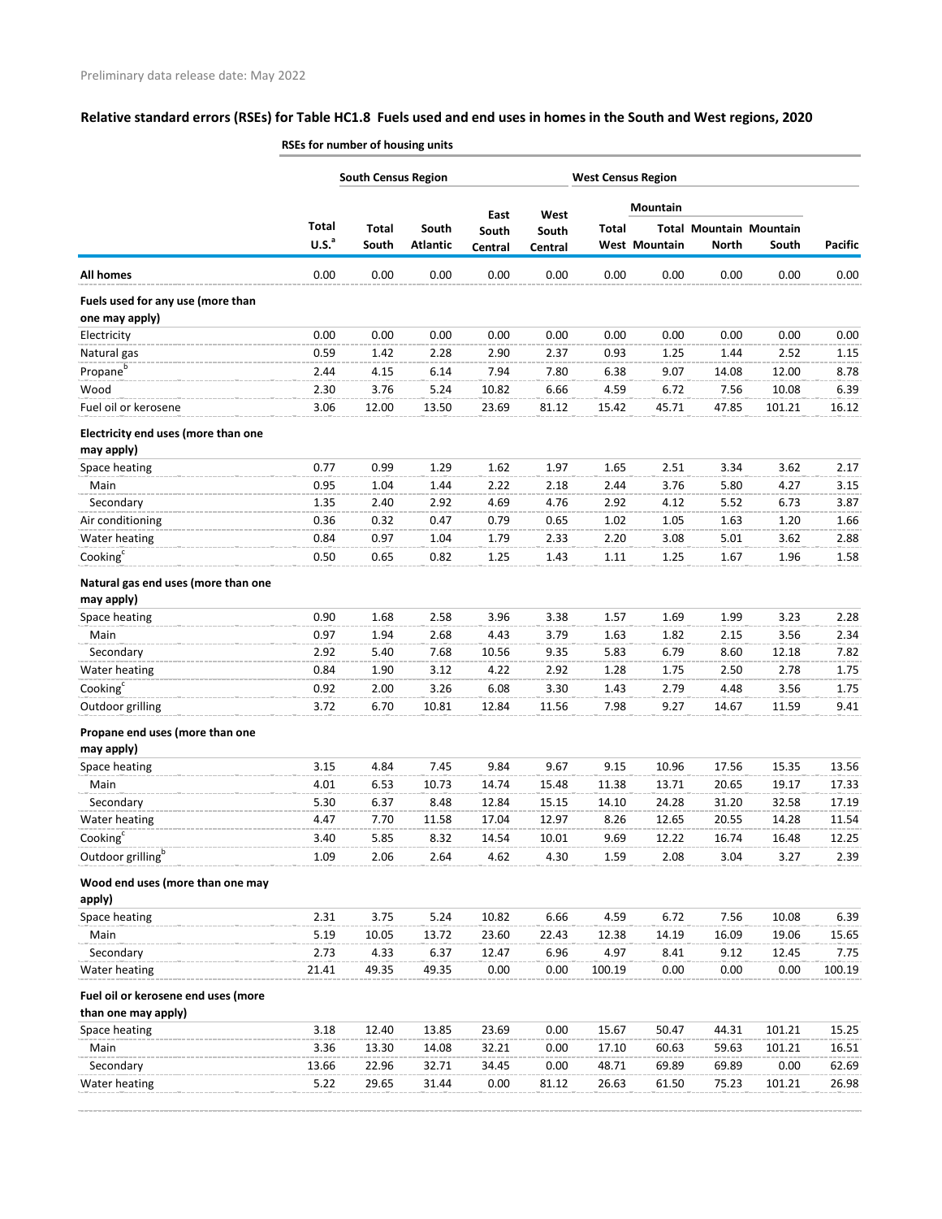Preliminary data release date: May 2022

## Relative standard errors (RSEs) for Table HC1.8 Fuels used and end uses in homes in the South and West regions, 2020

| | RSEs for number of housing units | | | | | | | | | |
|---|---|---|---|---|---|---|---|---|---|---|
| | | South Census Region | | | | West Census Region | | | | |
| | | | | | | | Mountain | | | |
| | Total U.S.[a] | Total South | South Atlantic | East South Central | West South Central | Total West | Total Mountain | Mountain North | Mountain South | Pacific |
| **All homes** | 0.00 | 0.00 | 0.00 | 0.00 | 0.00 | 0.00 | 0.00 | 0.00 | 0.00 | 0.00 |
| **Fuels used for any use (more than one may apply)** | | | | | | | | | | |
| Electricity | 0.00 | 0.00 | 0.00 | 0.00 | 0.00 | 0.00 | 0.00 | 0.00 | 0.00 | 0.00 |
| Natural gas | 0.59 | 1.42 | 2.28 | 2.90 | 2.37 | 0.93 | 1.25 | 1.44 | 2.52 | 1.15 |
| Propane[b] | 2.44 | 4.15 | 6.14 | 7.94 | 7.80 | 6.38 | 9.07 | 14.08 | 12.00 | 8.78 |
| Wood | 2.30 | 3.76 | 5.24 | 10.82 | 6.66 | 4.59 | 6.72 | 7.56 | 10.08 | 6.39 |
| Fuel oil or kerosene | 3.06 | 12.00 | 13.50 | 23.69 | 81.12 | 15.42 | 45.71 | 47.85 | 101.21 | 16.12 |
| **Electricity end uses (more than one may apply)** | | | | | | | | | | |
| Space heating | 0.77 | 0.99 | 1.29 | 1.62 | 1.97 | 1.65 | 2.51 | 3.34 | 3.62 | 2.17 |
| Main | 0.95 | 1.04 | 1.44 | 2.22 | 2.18 | 2.44 | 3.76 | 5.80 | 4.27 | 3.15 |
| Secondary | 1.35 | 2.40 | 2.92 | 4.69 | 4.76 | 2.92 | 4.12 | 5.52 | 6.73 | 3.87 |
| Air conditioning | 0.36 | 0.32 | 0.47 | 0.79 | 0.65 | 1.02 | 1.05 | 1.63 | 1.20 | 1.66 |
| Water heating | 0.84 | 0.97 | 1.04 | 1.79 | 2.33 | 2.20 | 3.08 | 5.01 | 3.62 | 2.88 |
| Cooking[c] | 0.50 | 0.65 | 0.82 | 1.25 | 1.43 | 1.11 | 1.25 | 1.67 | 1.96 | 1.58 |
| **Natural gas end uses (more than one may apply)** | | | | | | | | | | |
| Space heating | 0.90 | 1.68 | 2.58 | 3.96 | 3.38 | 1.57 | 1.69 | 1.99 | 3.23 | 2.28 |
| Main | 0.97 | 1.94 | 2.68 | 4.43 | 3.79 | 1.63 | 1.82 | 2.15 | 3.56 | 2.34 |
| Secondary | 2.92 | 5.40 | 7.68 | 10.56 | 9.35 | 5.83 | 6.79 | 8.60 | 12.18 | 7.82 |
| Water heating | 0.84 | 1.90 | 3.12 | 4.22 | 2.92 | 1.28 | 1.75 | 2.50 | 2.78 | 1.75 |
| Cooking[c] | 0.92 | 2.00 | 3.26 | 6.08 | 3.30 | 1.43 | 2.79 | 4.48 | 3.56 | 1.75 |
| Outdoor grilling | 3.72 | 6.70 | 10.81 | 12.84 | 11.56 | 7.98 | 9.27 | 14.67 | 11.59 | 9.41 |
| **Propane end uses (more than one may apply)** | | | | | | | | | | |
| Space heating | 3.15 | 4.84 | 7.45 | 9.84 | 9.67 | 9.15 | 10.96 | 17.56 | 15.35 | 13.56 |
| Main | 4.01 | 6.53 | 10.73 | 14.74 | 15.48 | 11.38 | 13.71 | 20.65 | 19.17 | 17.33 |
| Secondary | 5.30 | 6.37 | 8.48 | 12.84 | 15.15 | 14.10 | 24.28 | 31.20 | 32.58 | 17.19 |
| Water heating | 4.47 | 7.70 | 11.58 | 17.04 | 12.97 | 8.26 | 12.65 | 20.55 | 14.28 | 11.54 |
| Cooking[c] | 3.40 | 5.85 | 8.32 | 14.54 | 10.01 | 9.69 | 12.22 | 16.74 | 16.48 | 12.25 |
| Outdoor grilling[b] | 1.09 | 2.06 | 2.64 | 4.62 | 4.30 | 1.59 | 2.08 | 3.04 | 3.27 | 2.39 |
| **Wood end uses (more than one may apply)** | | | | | | | | | | |
| Space heating | 2.31 | 3.75 | 5.24 | 10.82 | 6.66 | 4.59 | 6.72 | 7.56 | 10.08 | 6.39 |
| Main | 5.19 | 10.05 | 13.72 | 23.60 | 22.43 | 12.38 | 14.19 | 16.09 | 19.06 | 15.65 |
| Secondary | 2.73 | 4.33 | 6.37 | 12.47 | 6.96 | 4.97 | 8.41 | 9.12 | 12.45 | 7.75 |
| Water heating | 21.41 | 49.35 | 49.35 | 0.00 | 0.00 | 100.19 | 0.00 | 0.00 | 0.00 | 100.19 |
| **Fuel oil or kerosene end uses (more than one may apply)** | | | | | | | | | | |
| Space heating | 3.18 | 12.40 | 13.85 | 23.69 | 0.00 | 15.67 | 50.47 | 44.31 | 101.21 | 15.25 |
| Main | 3.36 | 13.30 | 14.08 | 32.21 | 0.00 | 17.10 | 60.63 | 59.63 | 101.21 | 16.51 |
| Secondary | 13.66 | 22.96 | 32.71 | 34.45 | 0.00 | 48.71 | 69.89 | 69.89 | 0.00 | 62.69 |
| Water heating | 5.22 | 29.65 | 31.44 | 0.00 | 81.12 | 26.63 | 61.50 | 75.23 | 101.21 | 26.98 |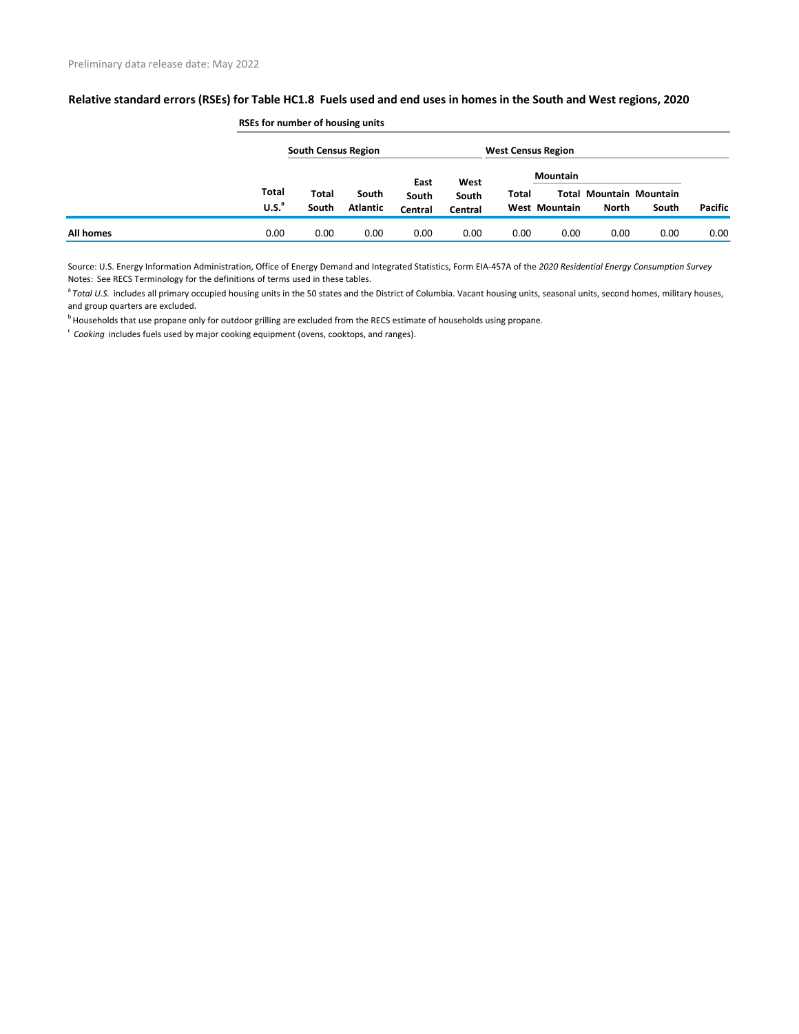Preliminary data release date: May 2022

## Relative standard errors (RSEs) for Table HC1.8 Fuels used and end uses in homes in the South and West regions, 2020

| | RSEs for number of housing units | | | | | | | | | |
|---|---|---|---|---|---|---|---|---|---|---|
| | | South Census Region | | | | West Census Region | | | | |
| | | | | | | | Mountain | | | |
| | Total U.S.[a] | Total South | South Atlantic | East South Central | West South Central | Total West | Total Mountain | Mountain North | Mountain South | Pacific |
| **All homes** | 0.00 | 0.00 | 0.00 | 0.00 | 0.00 | 0.00 | 0.00 | 0.00 | 0.00 | 0.00 |

Source: U.S. Energy Information Administration, Office of Energy Demand and Integrated Statistics, Form EIA-457A of the *2020 Residential Energy Consumption Survey*
Notes: See RECS Terminology for the definitions of terms used in these tables.

[a] *Total U.S.* includes all primary occupied housing units in the 50 states and the District of Columbia. Vacant housing units, seasonal units, second homes, military houses, and group quarters are excluded.

[b] Households that use propane only for outdoor grilling are excluded from the RECS estimate of households using propane.

[c] *Cooking* includes fuels used by major cooking equipment (ovens, cooktops, and ranges).